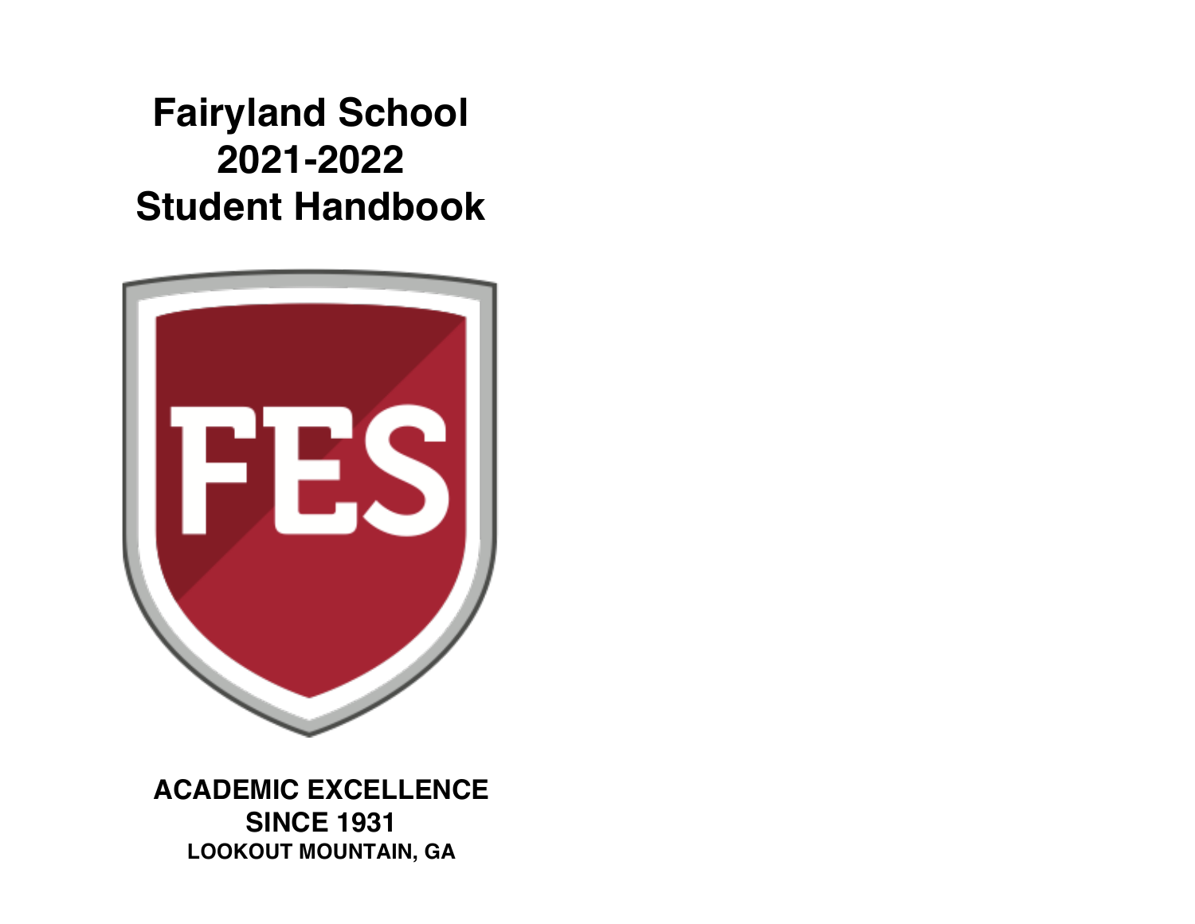# Fairyland School
# 2021-2022
# Student Handbook

FES

**ACADEMIC EXCELLENCE**
**SINCE 1931**
**LOOKOUT MOUNTAIN, GA**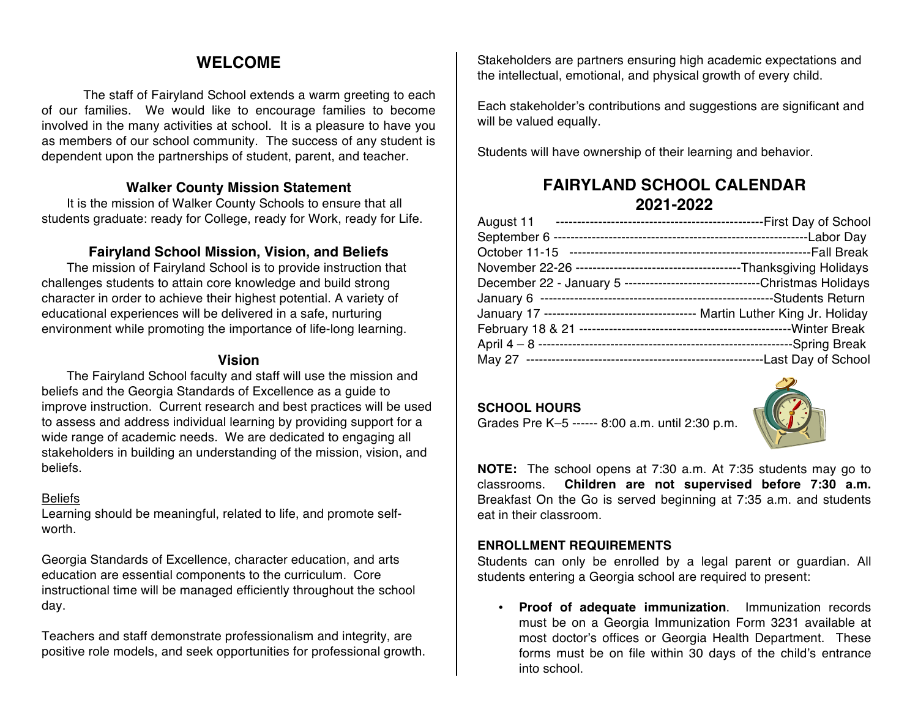## WELCOME

The staff of Fairyland School extends a warm greeting to each of our families. We would like to encourage families to become involved in the many activities at school. It is a pleasure to have you as members of our school community. The success of any student is dependent upon the partnerships of student, parent, and teacher.

### Walker County Mission Statement

It is the mission of Walker County Schools to ensure that all students graduate: ready for College, ready for Work, ready for Life.

### Fairyland School Mission, Vision, and Beliefs

The mission of Fairyland School is to provide instruction that challenges students to attain core knowledge and build strong character in order to achieve their highest potential. A variety of educational experiences will be delivered in a safe, nurturing environment while promoting the importance of life-long learning.

### Vision

The Fairyland School faculty and staff will use the mission and beliefs and the Georgia Standards of Excellence as a guide to improve instruction. Current research and best practices will be used to assess and address individual learning by providing support for a wide range of academic needs. We are dedicated to engaging all stakeholders in building an understanding of the mission, vision, and beliefs.

Beliefs

Learning should be meaningful, related to life, and promote self-worth.

Georgia Standards of Excellence, character education, and arts education are essential components to the curriculum. Core instructional time will be managed efficiently throughout the school day.

Teachers and staff demonstrate professionalism and integrity, are positive role models, and seek opportunities for professional growth.

Stakeholders are partners ensuring high academic expectations and the intellectual, emotional, and physical growth of every child.

Each stakeholder's contributions and suggestions are significant and will be valued equally.

Students will have ownership of their learning and behavior.

## FAIRYLAND SCHOOL CALENDAR 2021-2022

| Date | Event |
|---|---|
| August 11 | First Day of School |
| September 6 | Labor Day |
| October 11-15 | Fall Break |
| November 22-26 | Thanksgiving Holidays |
| December 22 - January 5 | Christmas Holidays |
| January 6 | Students Return |
| January 17 | Martin Luther King Jr. Holiday |
| February 18 & 21 | Winter Break |
| April 4 – 8 | Spring Break |
| May 27 | Last Day of School |

**SCHOOL HOURS**

Grades Pre K–5 ------ 8:00 a.m. until 2:30 p.m.

**NOTE:** The school opens at 7:30 a.m. At 7:35 students may go to classrooms. **Children are not supervised before 7:30 a.m.** Breakfast On the Go is served beginning at 7:35 a.m. and students eat in their classroom.

**ENROLLMENT REQUIREMENTS**

Students can only be enrolled by a legal parent or guardian. All students entering a Georgia school are required to present:

- **Proof of adequate immunization**. Immunization records must be on a Georgia Immunization Form 3231 available at most doctor's offices or Georgia Health Department. These forms must be on file within 30 days of the child's entrance into school.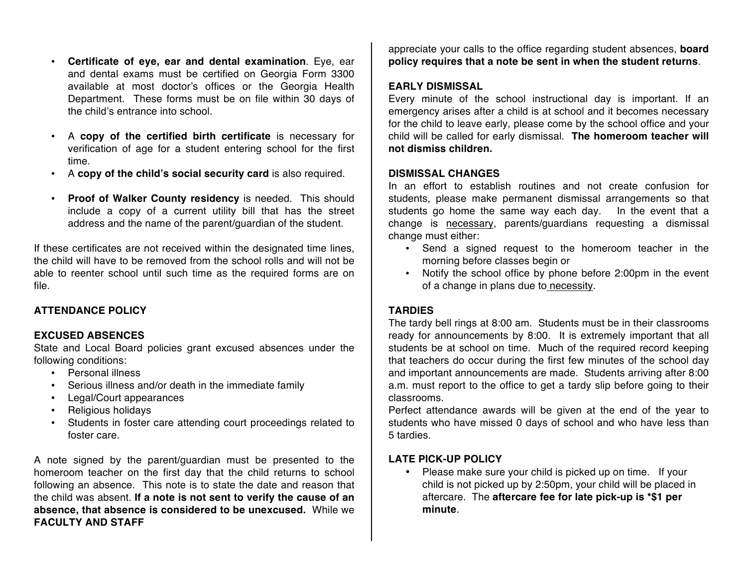- **Certificate of eye, ear and dental examination**. Eye, ear and dental exams must be certified on Georgia Form 3300 available at most doctor's offices or the Georgia Health Department. These forms must be on file within 30 days of the child's entrance into school.

- A **copy of the certified birth certificate** is necessary for verification of age for a student entering school for the first time.
- A **copy of the child's social security card** is also required.

- **Proof of Walker County residency** is needed. This should include a copy of a current utility bill that has the street address and the name of the parent/guardian of the student.

If these certificates are not received within the designated time lines, the child will have to be removed from the school rolls and will not be able to reenter school until such time as the required forms are on file.

## ATTENDANCE POLICY

### EXCUSED ABSENCES

State and Local Board policies grant excused absences under the following conditions:

- Personal illness
- Serious illness and/or death in the immediate family
- Legal/Court appearances
- Religious holidays
- Students in foster care attending court proceedings related to foster care.

A note signed by the parent/guardian must be presented to the homeroom teacher on the first day that the child returns to school following an absence. This note is to state the date and reason that the child was absent. **If a note is not sent to verify the cause of an absence, that absence is considered to be unexcused.** While we appreciate your calls to the office regarding student absences, **board policy requires that a note be sent in when the student returns**.

**FACULTY AND STAFF**

### EARLY DISMISSAL

Every minute of the school instructional day is important. If an emergency arises after a child is at school and it becomes necessary for the child to leave early, please come by the school office and your child will be called for early dismissal. **The homeroom teacher will not dismiss children.**

### DISMISSAL CHANGES

In an effort to establish routines and not create confusion for students, please make permanent dismissal arrangements so that students go home the same way each day. In the event that a change is <u>necessary</u>, parents/guardians requesting a dismissal change must either:

- Send a signed request to the homeroom teacher in the morning before classes begin or
- Notify the school office by phone before 2:00pm in the event of a change in plans due to <u>necessity</u>.

### TARDIES

The tardy bell rings at 8:00 am. Students must be in their classrooms ready for announcements by 8:00. It is extremely important that all students be at school on time. Much of the required record keeping that teachers do occur during the first few minutes of the school day and important announcements are made. Students arriving after 8:00 a.m. must report to the office to get a tardy slip before going to their classrooms.

Perfect attendance awards will be given at the end of the year to students who have missed 0 days of school and who have less than 5 tardies.

### LATE PICK-UP POLICY

- Please make sure your child is picked up on time. If your child is not picked up by 2:50pm, your child will be placed in aftercare. The **aftercare fee for late pick-up is *$1 per minute**.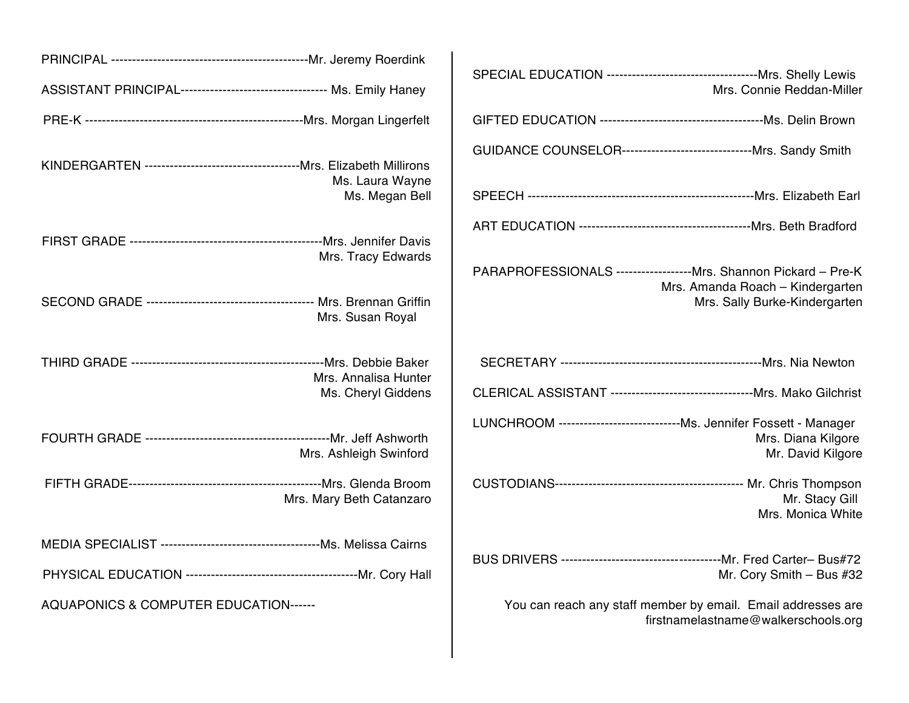PRINCIPAL ----------------------------------------------Mr. Jeremy Roerdink

ASSISTANT PRINCIPAL---------------------------------- Ms. Emily Haney

PRE-K ---------------------------------------------------Mrs. Morgan Lingerfelt

KINDERGARTEN ------------------------------------Mrs. Elizabeth Millirons
Ms. Laura Wayne
Ms. Megan Bell

FIRST GRADE ---------------------------------------------Mrs. Jennifer Davis
Mrs. Tracy Edwards

SECOND GRADE --------------------------------------- Mrs. Brennan Griffin
Mrs. Susan Royal

THIRD GRADE ---------------------------------------------Mrs. Debbie Baker
Mrs. Annalisa Hunter
Ms. Cheryl Giddens

FOURTH GRADE -------------------------------------------Mr. Jeff Ashworth
Mrs. Ashleigh Swinford

FIFTH GRADE---------------------------------------------Mrs. Glenda Broom
Mrs. Mary Beth Catanzaro

MEDIA SPECIALIST -------------------------------------Ms. Melissa Cairns

PHYSICAL EDUCATION -----------------------------------------Mr. Cory Hall

AQUAPONICS & COMPUTER EDUCATION------

SPECIAL EDUCATION -----------------------------------Mrs. Shelly Lewis
Mrs. Connie Reddan-Miller

GIFTED EDUCATION --------------------------------------Ms. Delin Brown

GUIDANCE COUNSELOR-------------------------------Mrs. Sandy Smith

SPEECH -----------------------------------------------------Mrs. Elizabeth Earl

ART EDUCATION ----------------------------------------Mrs. Beth Bradford

PARAPROFESSIONALS ------------------Mrs. Shannon Pickard – Pre-K
Mrs. Amanda Roach – Kindergarten
Mrs. Sally Burke-Kindergarten

SECRETARY -----------------------------------------------Mrs. Nia Newton

CLERICAL ASSISTANT ---------------------------------Mrs. Mako Gilchrist

LUNCHROOM -----------------------------Ms. Jennifer Fossett - Manager
Mrs. Diana Kilgore
Mr. David Kilgore

CUSTODIANS-------------------------------------------- Mr. Chris Thompson
Mr. Stacy Gill
Mrs. Monica White

BUS DRIVERS -------------------------------------Mr. Fred Carter– Bus#72
Mr. Cory Smith – Bus #32

You can reach any staff member by email. Email addresses are firstnamelastname@walkerschools.org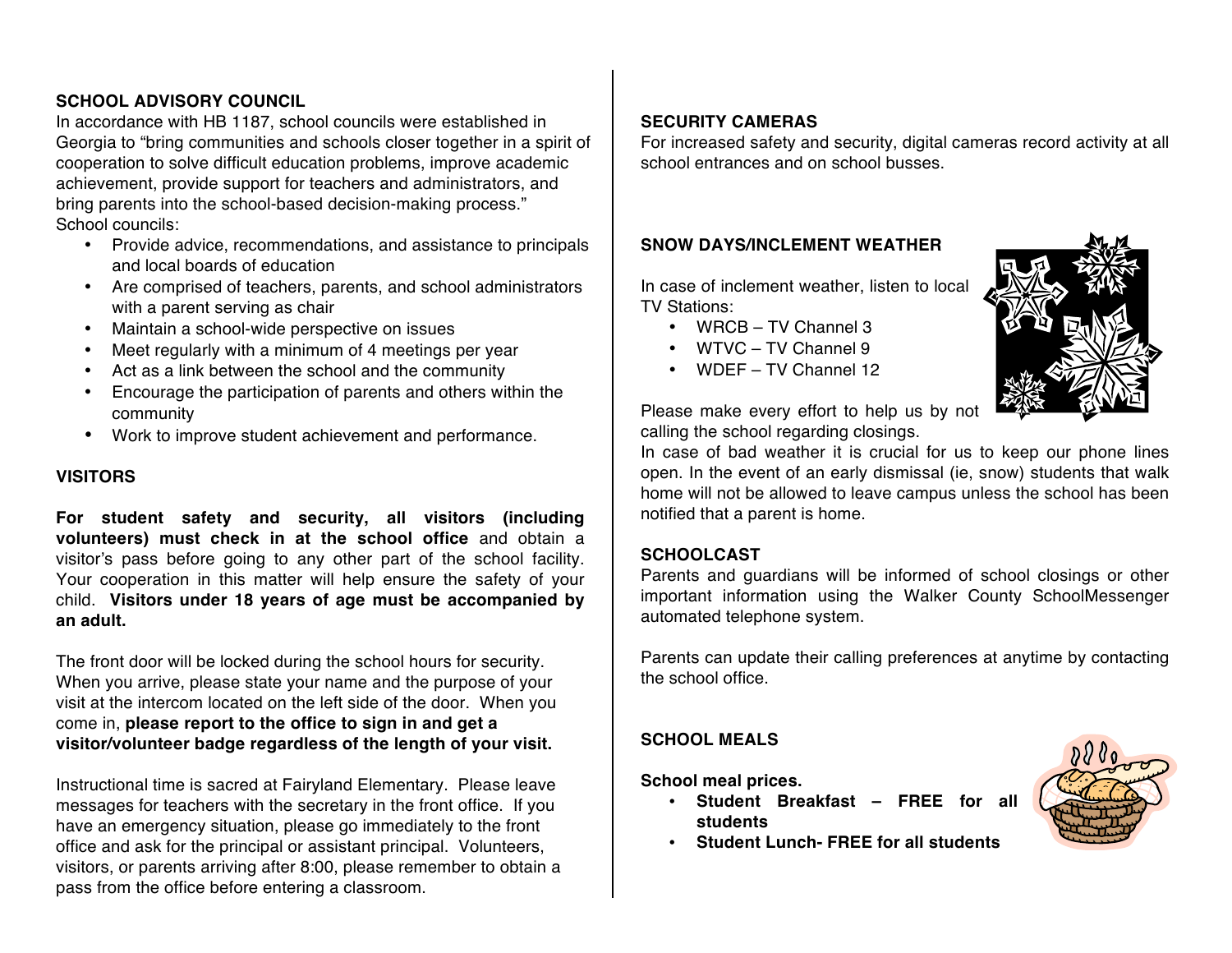## SCHOOL ADVISORY COUNCIL

In accordance with HB 1187, school councils were established in Georgia to "bring communities and schools closer together in a spirit of cooperation to solve difficult education problems, improve academic achievement, provide support for teachers and administrators, and bring parents into the school-based decision-making process."

School councils:

- Provide advice, recommendations, and assistance to principals and local boards of education
- Are comprised of teachers, parents, and school administrators with a parent serving as chair
- Maintain a school-wide perspective on issues
- Meet regularly with a minimum of 4 meetings per year
- Act as a link between the school and the community
- Encourage the participation of parents and others within the community
- Work to improve student achievement and performance.

## VISITORS

**For student safety and security, all visitors (including volunteers) must check in at the school office** and obtain a visitor's pass before going to any other part of the school facility. Your cooperation in this matter will help ensure the safety of your child. **Visitors under 18 years of age must be accompanied by an adult.**

The front door will be locked during the school hours for security. When you arrive, please state your name and the purpose of your visit at the intercom located on the left side of the door. When you come in, **please report to the office to sign in and get a visitor/volunteer badge regardless of the length of your visit.**

Instructional time is sacred at Fairyland Elementary. Please leave messages for teachers with the secretary in the front office. If you have an emergency situation, please go immediately to the front office and ask for the principal or assistant principal. Volunteers, visitors, or parents arriving after 8:00, please remember to obtain a pass from the office before entering a classroom.

## SECURITY CAMERAS

For increased safety and security, digital cameras record activity at all school entrances and on school busses.

## SNOW DAYS/INCLEMENT WEATHER

In case of inclement weather, listen to local TV Stations:

- WRCB – TV Channel 3
- WTVC – TV Channel 9
- WDEF – TV Channel 12

Please make every effort to help us by not calling the school regarding closings.

In case of bad weather it is crucial for us to keep our phone lines open. In the event of an early dismissal (ie, snow) students that walk home will not be allowed to leave campus unless the school has been notified that a parent is home.

## SCHOOLCAST

Parents and guardians will be informed of school closings or other important information using the Walker County SchoolMessenger automated telephone system.

Parents can update their calling preferences at anytime by contacting the school office.

## SCHOOL MEALS

**School meal prices.**

- **Student Breakfast – FREE for all students**
- **Student Lunch- FREE for all students**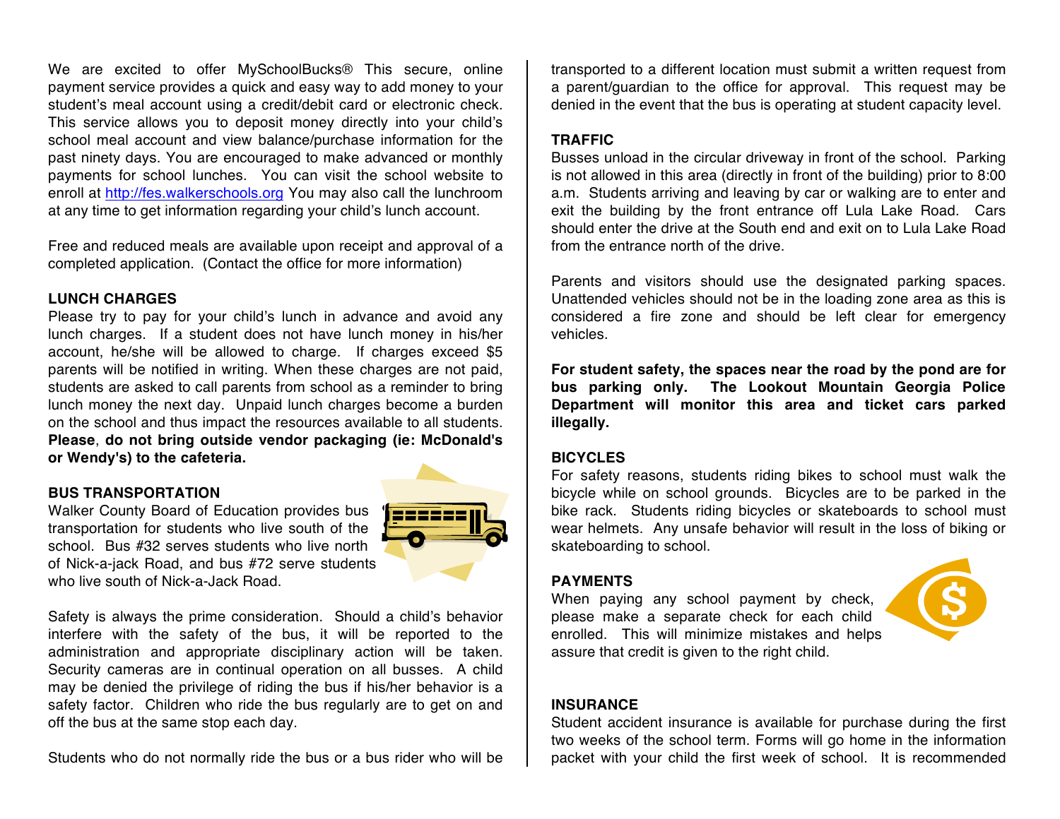We are excited to offer MySchoolBucks® This secure, online payment service provides a quick and easy way to add money to your student's meal account using a credit/debit card or electronic check. This service allows you to deposit money directly into your child's school meal account and view balance/purchase information for the past ninety days. You are encouraged to make advanced or monthly payments for school lunches. You can visit the school website to enroll at http://fes.walkerschools.org You may also call the lunchroom at any time to get information regarding your child's lunch account.

Free and reduced meals are available upon receipt and approval of a completed application. (Contact the office for more information)

**LUNCH CHARGES**

Please try to pay for your child's lunch in advance and avoid any lunch charges. If a student does not have lunch money in his/her account, he/she will be allowed to charge. If charges exceed $5 parents will be notified in writing. When these charges are not paid, students are asked to call parents from school as a reminder to bring lunch money the next day. Unpaid lunch charges become a burden on the school and thus impact the resources available to all students. **Please, do not bring outside vendor packaging (ie: McDonald's or Wendy's) to the cafeteria.**

**BUS TRANSPORTATION**

Walker County Board of Education provides bus transportation for students who live south of the school. Bus #32 serves students who live north of Nick-a-jack Road, and bus #72 serve students who live south of Nick-a-Jack Road.

Safety is always the prime consideration. Should a child's behavior interfere with the safety of the bus, it will be reported to the administration and appropriate disciplinary action will be taken. Security cameras are in continual operation on all busses. A child may be denied the privilege of riding the bus if his/her behavior is a safety factor. Children who ride the bus regularly are to get on and off the bus at the same stop each day.

Students who do not normally ride the bus or a bus rider who will be transported to a different location must submit a written request from a parent/guardian to the office for approval. This request may be denied in the event that the bus is operating at student capacity level.

**TRAFFIC**

Busses unload in the circular driveway in front of the school. Parking is not allowed in this area (directly in front of the building) prior to 8:00 a.m. Students arriving and leaving by car or walking are to enter and exit the building by the front entrance off Lula Lake Road. Cars should enter the drive at the South end and exit on to Lula Lake Road from the entrance north of the drive.

Parents and visitors should use the designated parking spaces. Unattended vehicles should not be in the loading zone area as this is considered a fire zone and should be left clear for emergency vehicles.

**For student safety, the spaces near the road by the pond are for bus parking only. The Lookout Mountain Georgia Police Department will monitor this area and ticket cars parked illegally.**

**BICYCLES**

For safety reasons, students riding bikes to school must walk the bicycle while on school grounds. Bicycles are to be parked in the bike rack. Students riding bicycles or skateboards to school must wear helmets. Any unsafe behavior will result in the loss of biking or skateboarding to school.

**PAYMENTS**

When paying any school payment by check, please make a separate check for each child enrolled. This will minimize mistakes and helps assure that credit is given to the right child.

**INSURANCE**

Student accident insurance is available for purchase during the first two weeks of the school term. Forms will go home in the information packet with your child the first week of school. It is recommended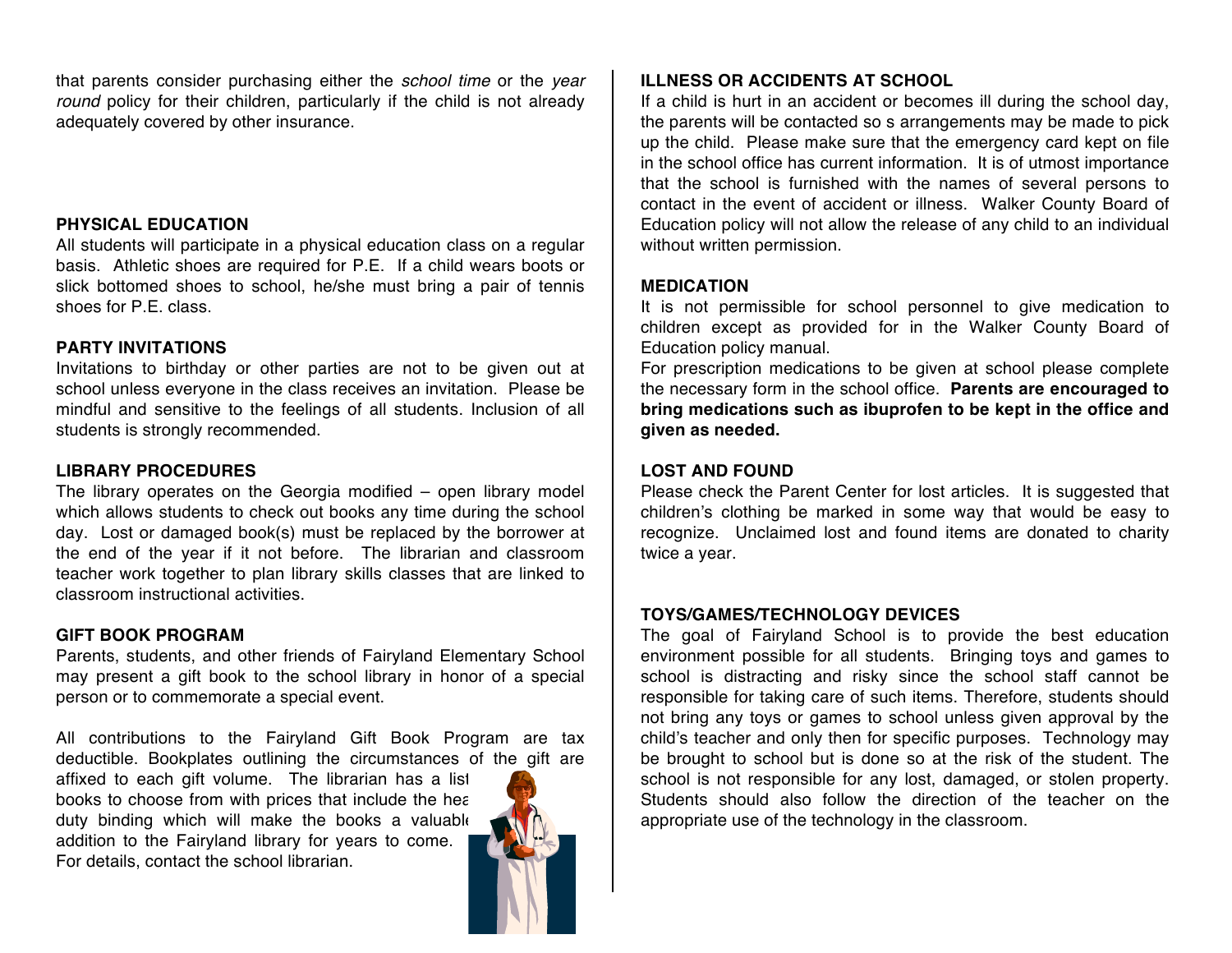that parents consider purchasing either the *school time* or the *year round* policy for their children, particularly if the child is not already adequately covered by other insurance.

**PHYSICAL EDUCATION**

All students will participate in a physical education class on a regular basis. Athletic shoes are required for P.E. If a child wears boots or slick bottomed shoes to school, he/she must bring a pair of tennis shoes for P.E. class.

**PARTY INVITATIONS**

Invitations to birthday or other parties are not to be given out at school unless everyone in the class receives an invitation. Please be mindful and sensitive to the feelings of all students. Inclusion of all students is strongly recommended.

**LIBRARY PROCEDURES**

The library operates on the Georgia modified – open library model which allows students to check out books any time during the school day. Lost or damaged book(s) must be replaced by the borrower at the end of the year if it not before. The librarian and classroom teacher work together to plan library skills classes that are linked to classroom instructional activities.

**GIFT BOOK PROGRAM**

Parents, students, and other friends of Fairyland Elementary School may present a gift book to the school library in honor of a special person or to commemorate a special event.

All contributions to the Fairyland Gift Book Program are tax deductible. Bookplates outlining the circumstances of the gift are affixed to each gift volume. The librarian has a list books to choose from with prices that include the hea duty binding which will make the books a valuable addition to the Fairyland library for years to come. For details, contact the school librarian.

**ILLNESS OR ACCIDENTS AT SCHOOL**

If a child is hurt in an accident or becomes ill during the school day, the parents will be contacted so s arrangements may be made to pick up the child. Please make sure that the emergency card kept on file in the school office has current information. It is of utmost importance that the school is furnished with the names of several persons to contact in the event of accident or illness. Walker County Board of Education policy will not allow the release of any child to an individual without written permission.

**MEDICATION**

It is not permissible for school personnel to give medication to children except as provided for in the Walker County Board of Education policy manual.

For prescription medications to be given at school please complete the necessary form in the school office. **Parents are encouraged to bring medications such as ibuprofen to be kept in the office and given as needed.**

**LOST AND FOUND**

Please check the Parent Center for lost articles. It is suggested that children's clothing be marked in some way that would be easy to recognize. Unclaimed lost and found items are donated to charity twice a year.

**TOYS/GAMES/TECHNOLOGY DEVICES**

The goal of Fairyland School is to provide the best education environment possible for all students. Bringing toys and games to school is distracting and risky since the school staff cannot be responsible for taking care of such items. Therefore, students should not bring any toys or games to school unless given approval by the child's teacher and only then for specific purposes. Technology may be brought to school but is done so at the risk of the student. The school is not responsible for any lost, damaged, or stolen property. Students should also follow the direction of the teacher on the appropriate use of the technology in the classroom.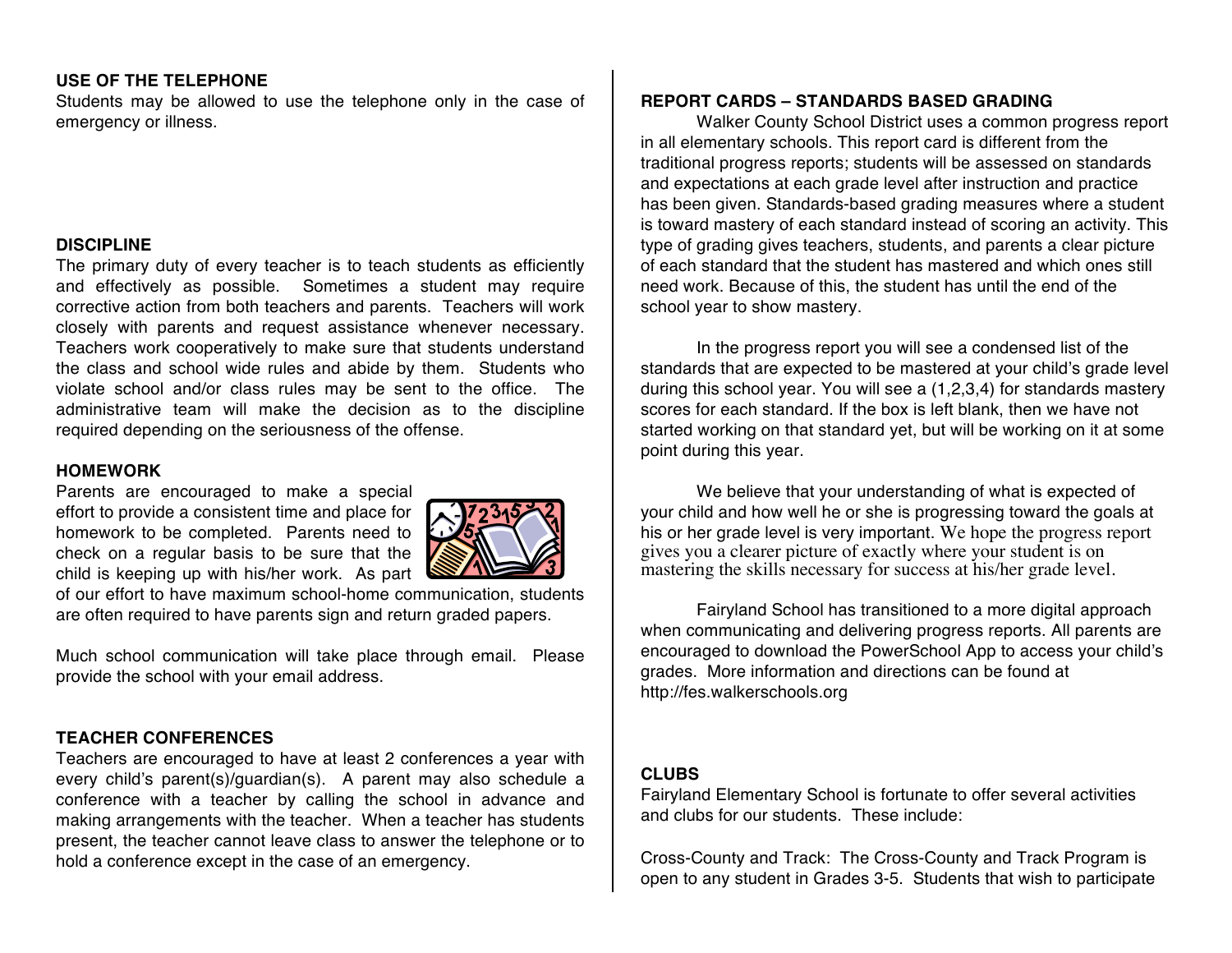## USE OF THE TELEPHONE

Students may be allowed to use the telephone only in the case of emergency or illness.

## DISCIPLINE

The primary duty of every teacher is to teach students as efficiently and effectively as possible. Sometimes a student may require corrective action from both teachers and parents. Teachers will work closely with parents and request assistance whenever necessary. Teachers work cooperatively to make sure that students understand the class and school wide rules and abide by them. Students who violate school and/or class rules may be sent to the office. The administrative team will make the decision as to the discipline required depending on the seriousness of the offense.

## HOMEWORK

Parents are encouraged to make a special effort to provide a consistent time and place for homework to be completed. Parents need to check on a regular basis to be sure that the child is keeping up with his/her work. As part of our effort to have maximum school-home communication, students are often required to have parents sign and return graded papers.

Much school communication will take place through email. Please provide the school with your email address.

## TEACHER CONFERENCES

Teachers are encouraged to have at least 2 conferences a year with every child's parent(s)/guardian(s). A parent may also schedule a conference with a teacher by calling the school in advance and making arrangements with the teacher. When a teacher has students present, the teacher cannot leave class to answer the telephone or to hold a conference except in the case of an emergency.

## REPORT CARDS – STANDARDS BASED GRADING

Walker County School District uses a common progress report in all elementary schools. This report card is different from the traditional progress reports; students will be assessed on standards and expectations at each grade level after instruction and practice has been given. Standards-based grading measures where a student is toward mastery of each standard instead of scoring an activity. This type of grading gives teachers, students, and parents a clear picture of each standard that the student has mastered and which ones still need work. Because of this, the student has until the end of the school year to show mastery.

In the progress report you will see a condensed list of the standards that are expected to be mastered at your child's grade level during this school year. You will see a (1,2,3,4) for standards mastery scores for each standard. If the box is left blank, then we have not started working on that standard yet, but will be working on it at some point during this year.

We believe that your understanding of what is expected of your child and how well he or she is progressing toward the goals at his or her grade level is very important. We hope the progress report gives you a clearer picture of exactly where your student is on mastering the skills necessary for success at his/her grade level.

Fairyland School has transitioned to a more digital approach when communicating and delivering progress reports. All parents are encouraged to download the PowerSchool App to access your child's grades. More information and directions can be found at http://fes.walkerschools.org

## CLUBS

Fairyland Elementary School is fortunate to offer several activities and clubs for our students. These include:

Cross-County and Track: The Cross-County and Track Program is open to any student in Grades 3-5. Students that wish to participate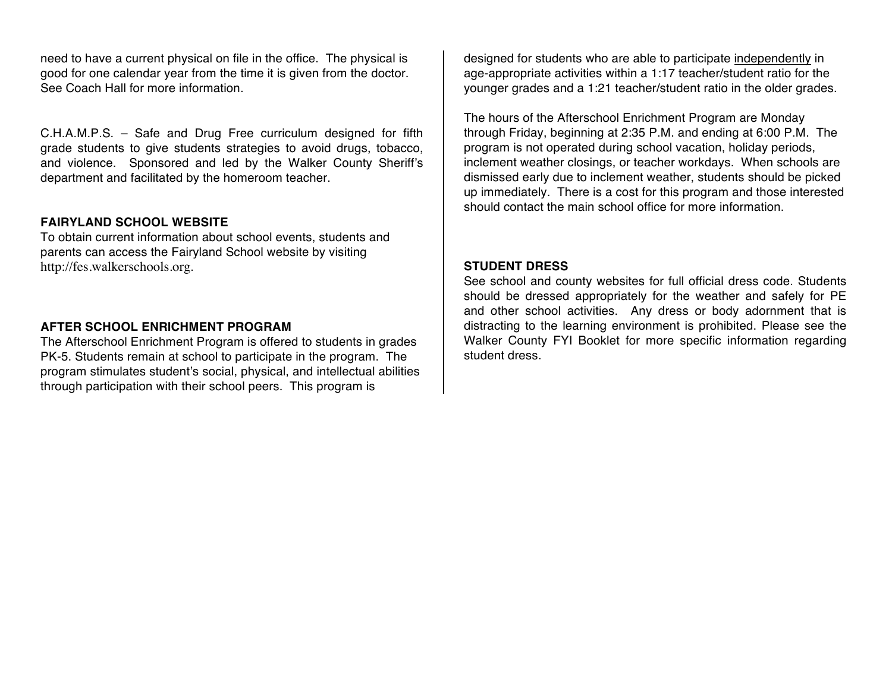need to have a current physical on file in the office. The physical is good for one calendar year from the time it is given from the doctor. See Coach Hall for more information.

C.H.A.M.P.S. – Safe and Drug Free curriculum designed for fifth grade students to give students strategies to avoid drugs, tobacco, and violence. Sponsored and led by the Walker County Sheriff's department and facilitated by the homeroom teacher.

**FAIRYLAND SCHOOL WEBSITE**

To obtain current information about school events, students and parents can access the Fairyland School website by visiting http://fes.walkerschools.org.

**AFTER SCHOOL ENRICHMENT PROGRAM**

The Afterschool Enrichment Program is offered to students in grades PK-5. Students remain at school to participate in the program. The program stimulates student's social, physical, and intellectual abilities through participation with their school peers. This program is designed for students who are able to participate <u>independently</u> in age-appropriate activities within a 1:17 teacher/student ratio for the younger grades and a 1:21 teacher/student ratio in the older grades.

The hours of the Afterschool Enrichment Program are Monday through Friday, beginning at 2:35 P.M. and ending at 6:00 P.M. The program is not operated during school vacation, holiday periods, inclement weather closings, or teacher workdays. When schools are dismissed early due to inclement weather, students should be picked up immediately. There is a cost for this program and those interested should contact the main school office for more information.

**STUDENT DRESS**

See school and county websites for full official dress code. Students should be dressed appropriately for the weather and safely for PE and other school activities. Any dress or body adornment that is distracting to the learning environment is prohibited. Please see the Walker County FYI Booklet for more specific information regarding student dress.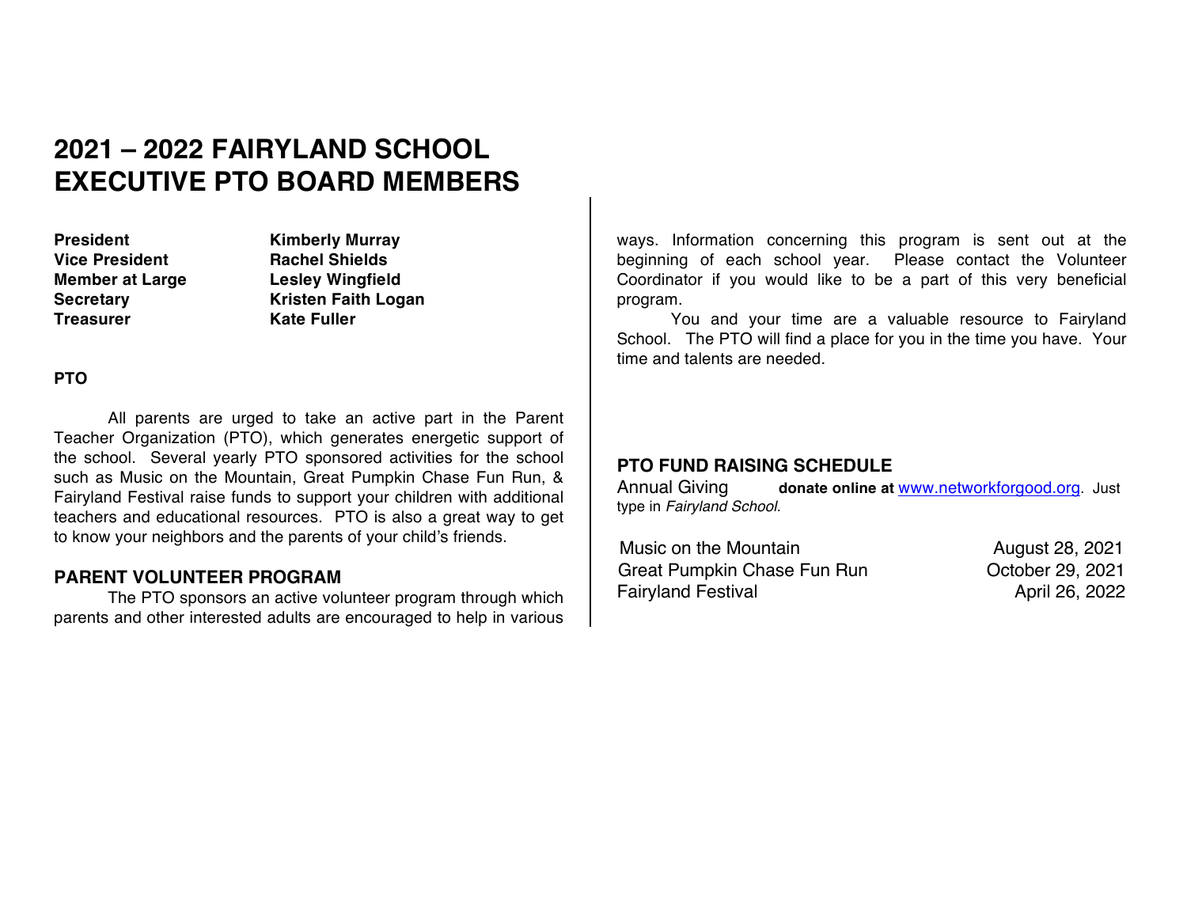# 2021 – 2022 FAIRYLAND SCHOOL EXECUTIVE PTO BOARD MEMBERS

| | |
|---|---|
| **President** | **Kimberly Murray** |
| **Vice President** | **Rachel Shields** |
| **Member at Large** | **Lesley Wingfield** |
| **Secretary** | **Kristen Faith Logan** |
| **Treasurer** | **Kate Fuller** |

**PTO**

All parents are urged to take an active part in the Parent Teacher Organization (PTO), which generates energetic support of the school. Several yearly PTO sponsored activities for the school such as Music on the Mountain, Great Pumpkin Chase Fun Run, & Fairyland Festival raise funds to support your children with additional teachers and educational resources. PTO is also a great way to get to know your neighbors and the parents of your child's friends.

## PARENT VOLUNTEER PROGRAM

The PTO sponsors an active volunteer program through which parents and other interested adults are encouraged to help in various ways. Information concerning this program is sent out at the beginning of each school year. Please contact the Volunteer Coordinator if you would like to be a part of this very beneficial program.

You and your time are a valuable resource to Fairyland School. The PTO will find a place for you in the time you have. Your time and talents are needed.

## PTO FUND RAISING SCHEDULE

Annual Giving **donate online at** www.networkforgood.org. Just type in *Fairyland School.*

| | |
|---|---|
| Music on the Mountain | August 28, 2021 |
| Great Pumpkin Chase Fun Run | October 29, 2021 |
| Fairyland Festival | April 26, 2022 |